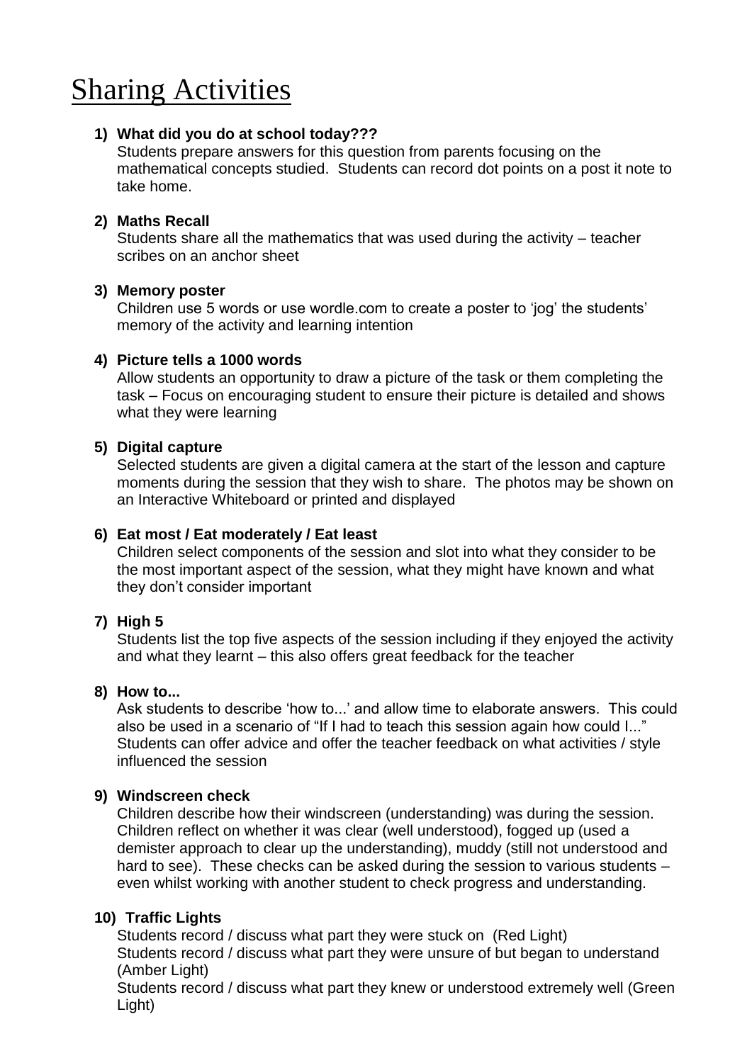# Sharing Activities

1) **What did you do at school today???**
   Students prepare answers for this question from parents focusing on the mathematical concepts studied. Students can record dot points on a post it note to take home.

2) **Maths Recall**
   Students share all the mathematics that was used during the activity – teacher scribes on an anchor sheet

3) **Memory poster**
   Children use 5 words or use wordle.com to create a poster to 'jog' the students' memory of the activity and learning intention

4) **Picture tells a 1000 words**
   Allow students an opportunity to draw a picture of the task or them completing the task – Focus on encouraging student to ensure their picture is detailed and shows what they were learning

5) **Digital capture**
   Selected students are given a digital camera at the start of the lesson and capture moments during the session that they wish to share. The photos may be shown on an Interactive Whiteboard or printed and displayed

6) **Eat most / Eat moderately / Eat least**
   Children select components of the session and slot into what they consider to be the most important aspect of the session, what they might have known and what they don't consider important

7) **High 5**
   Students list the top five aspects of the session including if they enjoyed the activity and what they learnt – this also offers great feedback for the teacher

8) **How to...**
   Ask students to describe 'how to...' and allow time to elaborate answers. This could also be used in a scenario of "If I had to teach this session again how could I..." Students can offer advice and offer the teacher feedback on what activities / style influenced the session

9) **Windscreen check**
   Children describe how their windscreen (understanding) was during the session. Children reflect on whether it was clear (well understood), fogged up (used a demister approach to clear up the understanding), muddy (still not understood and hard to see). These checks can be asked during the session to various students – even whilst working with another student to check progress and understanding.

10) **Traffic Lights**
    Students record / discuss what part they were stuck on (Red Light)
    Students record / discuss what part they were unsure of but began to understand (Amber Light)
    Students record / discuss what part they knew or understood extremely well (Green Light)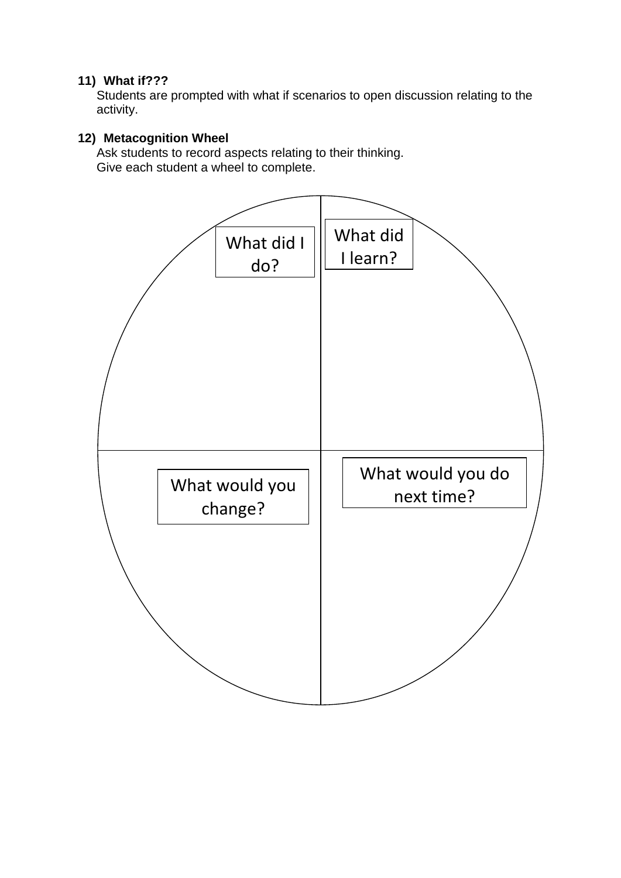**11) What if???**

Students are prompted with what if scenarios to open discussion relating to the activity.

**12) Metacognition Wheel**

Ask students to record aspects relating to their thinking.
Give each student a wheel to complete.

What did I do?

What did I learn?

What would you change?

What would you do next time?